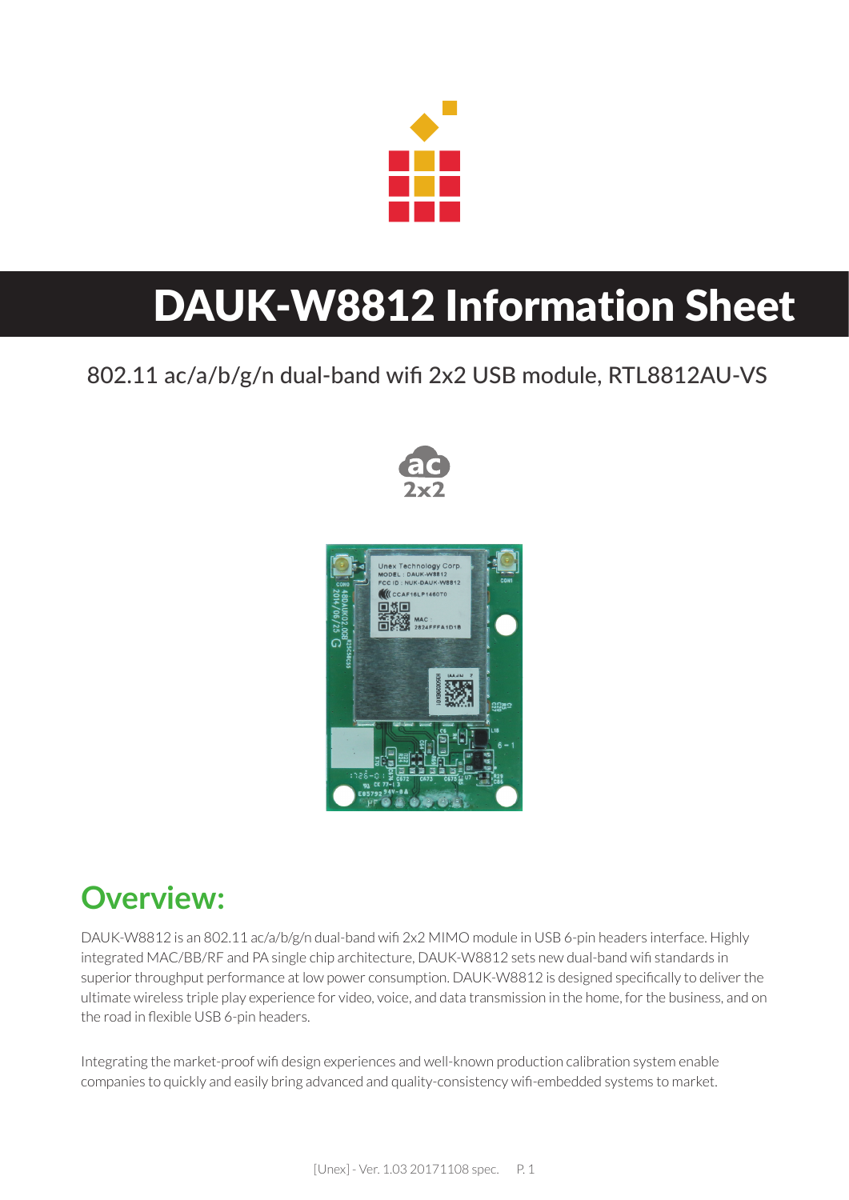# DAUK-W8812 Information Sheet

802.11 ac/a/b/g/n dual-band wifi 2x2 USB module, RTL8812AU-VS

## Overview:

DAUK-W8812 is an 802.11 ac/a/b/g/n dual-band wifi 2x2 MIMO module in USB 6-pin headers interface. Highly integrated MAC/BB/RF and PA single chip architecture, DAUK-W8812 sets new dual-band wifi standards in superior throughput performance at low power consumption. DAUK-W8812 is designed specifically to deliver the ultimate wireless triple play experience for video, voice, and data transmission in the home, for the business, and on the road in flexible USB 6-pin headers.

Integrating the market-proof wifi design experiences and well-known production calibration system enable companies to quickly and easily bring advanced and quality-consistency wifi-embedded systems to market.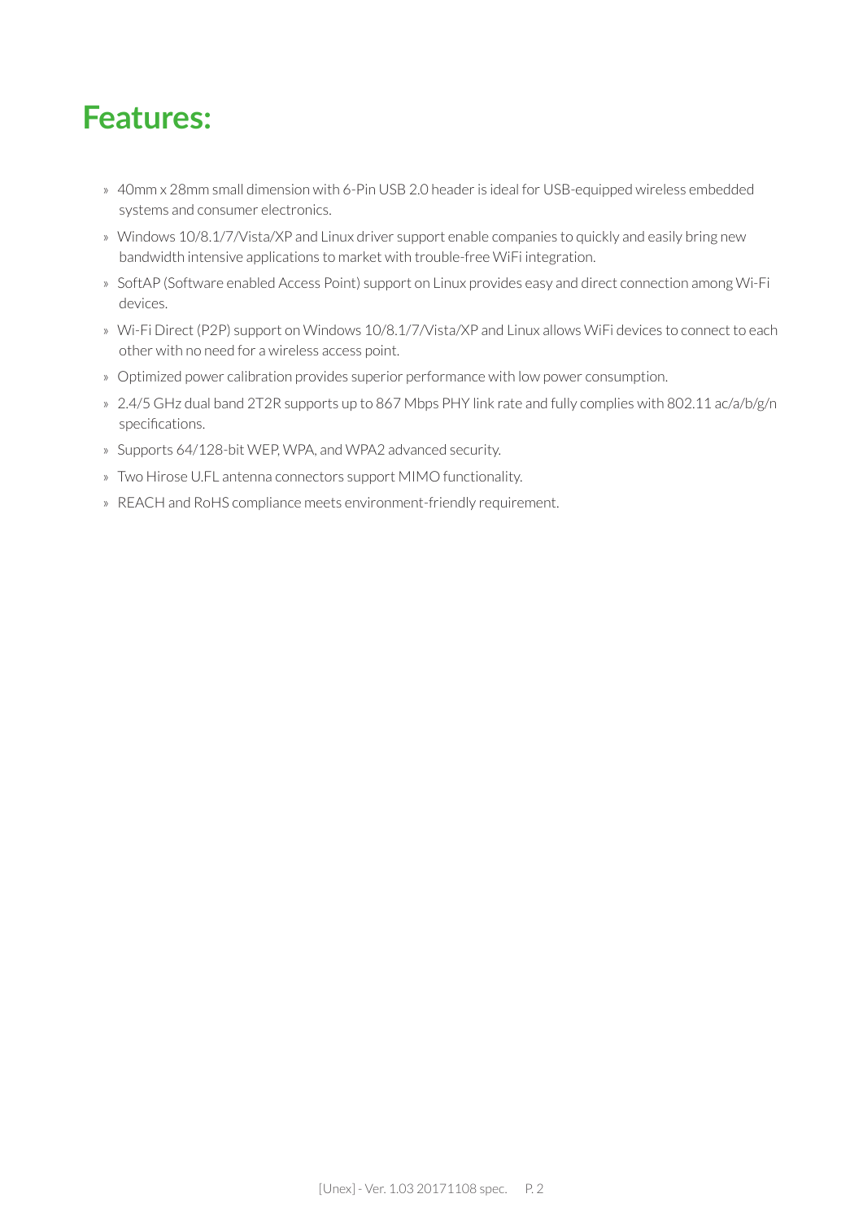# Features:

- 40mm x 28mm small dimension with 6-Pin USB 2.0 header is ideal for USB-equipped wireless embedded systems and consumer electronics.
- Windows 10/8.1/7/Vista/XP and Linux driver support enable companies to quickly and easily bring new bandwidth intensive applications to market with trouble-free WiFi integration.
- SoftAP (Software enabled Access Point) support on Linux provides easy and direct connection among Wi-Fi devices.
- Wi-Fi Direct (P2P) support on Windows 10/8.1/7/Vista/XP and Linux allows WiFi devices to connect to each other with no need for a wireless access point.
- Optimized power calibration provides superior performance with low power consumption.
- 2.4/5 GHz dual band 2T2R supports up to 867 Mbps PHY link rate and fully complies with 802.11 ac/a/b/g/n specifications.
- Supports 64/128-bit WEP, WPA, and WPA2 advanced security.
- Two Hirose U.FL antenna connectors support MIMO functionality.
- REACH and RoHS compliance meets environment-friendly requirement.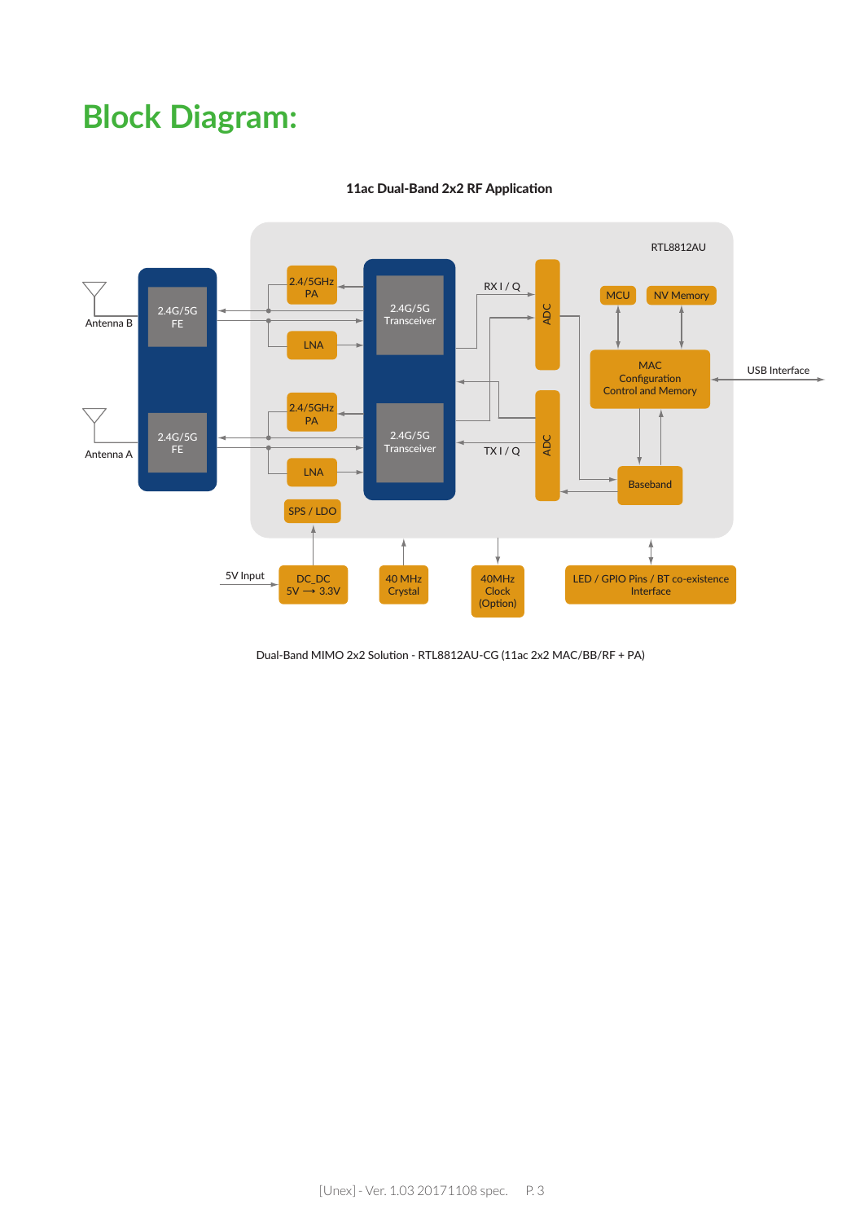# Block Diagram:

**11ac Dual-Band 2x2 RF Application**

RTL8812AU

Antenna B

Antenna A

2.4G/5G FE

2.4G/5G FE

2.4/5GHz PA

LNA

2.4/5GHz PA

LNA

2.4G/5G Transceiver

2.4G/5G Transceiver

RX I / Q

TX I / Q

ADC

ADC

MCU

NV Memory

MAC Configuration Control and Memory

USB Interface

Baseband

SPS / LDO

5V Input

DC_DC 5V ⟶ 3.3V

40 MHz Crystal

40MHz Clock (Option)

LED / GPIO Pins / BT co-existence Interface

Dual-Band MIMO 2x2 Solution - RTL8812AU-CG (11ac 2x2 MAC/BB/RF + PA)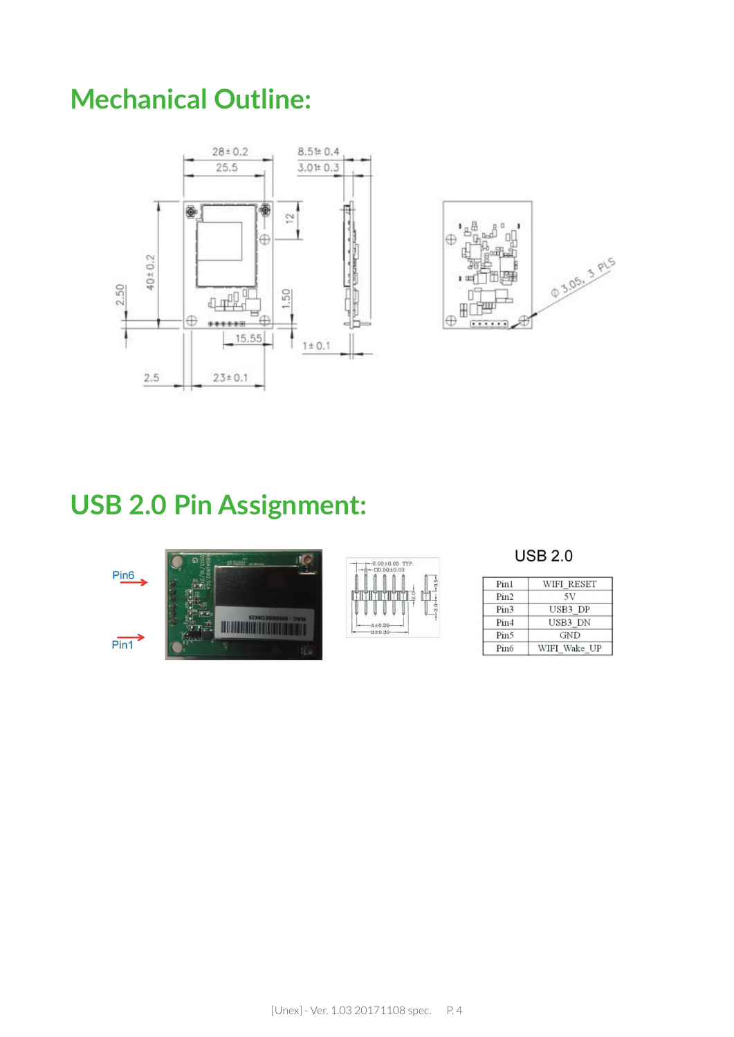# Mechanical Outline:

# USB 2.0 Pin Assignment:

USB 2.0

| Pin1 | WIFI_RESET |
|---|---|
| Pin2 | 5V |
| Pin3 | USB3_DP |
| Pin4 | USB3_DN |
| Pin5 | GND |
| Pin6 | WIFI_Wake_UP |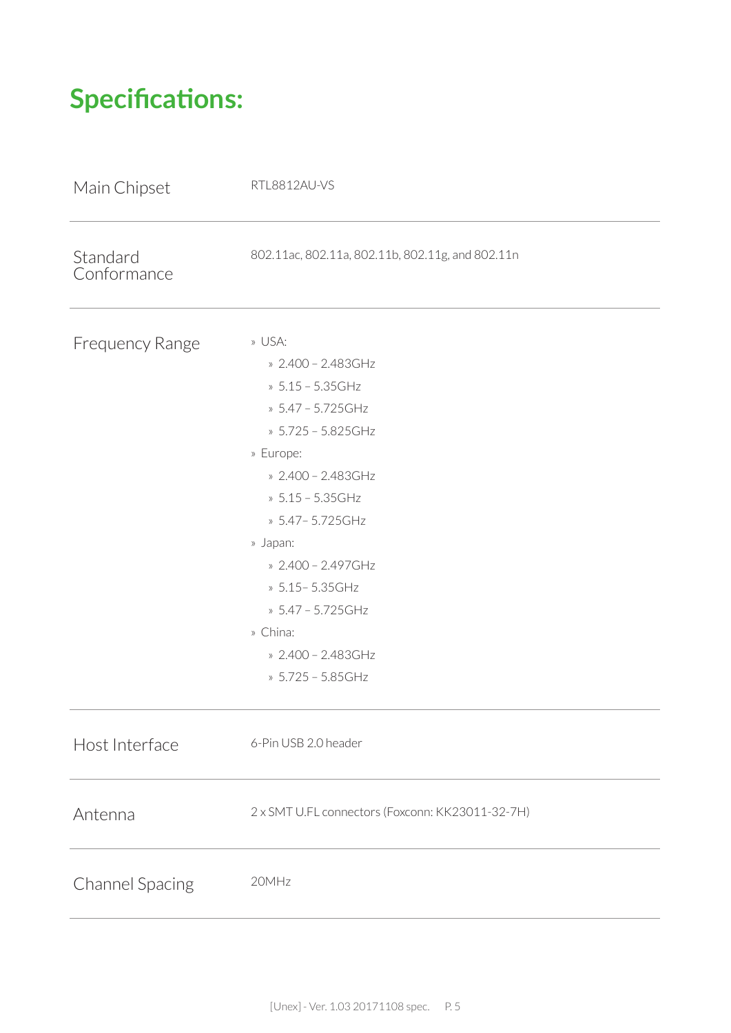# Specifications:

| | |
|---|---|
| Main Chipset | RTL8812AU-VS |
| Standard Conformance | 802.11ac, 802.11a, 802.11b, 802.11g, and 802.11n |
| Frequency Range | » USA:<br>» 2.400 – 2.483GHz<br>» 5.15 – 5.35GHz<br>» 5.47 – 5.725GHz<br>» 5.725 – 5.825GHz<br>» Europe:<br>» 2.400 – 2.483GHz<br>» 5.15 – 5.35GHz<br>» 5.47– 5.725GHz<br>» Japan:<br>» 2.400 – 2.497GHz<br>» 5.15– 5.35GHz<br>» 5.47 – 5.725GHz<br>» China:<br>» 2.400 – 2.483GHz<br>» 5.725 – 5.85GHz |
| Host Interface | 6-Pin USB 2.0 header |
| Antenna | 2 x SMT U.FL connectors (Foxconn: KK23011-32-7H) |
| Channel Spacing | 20MHz |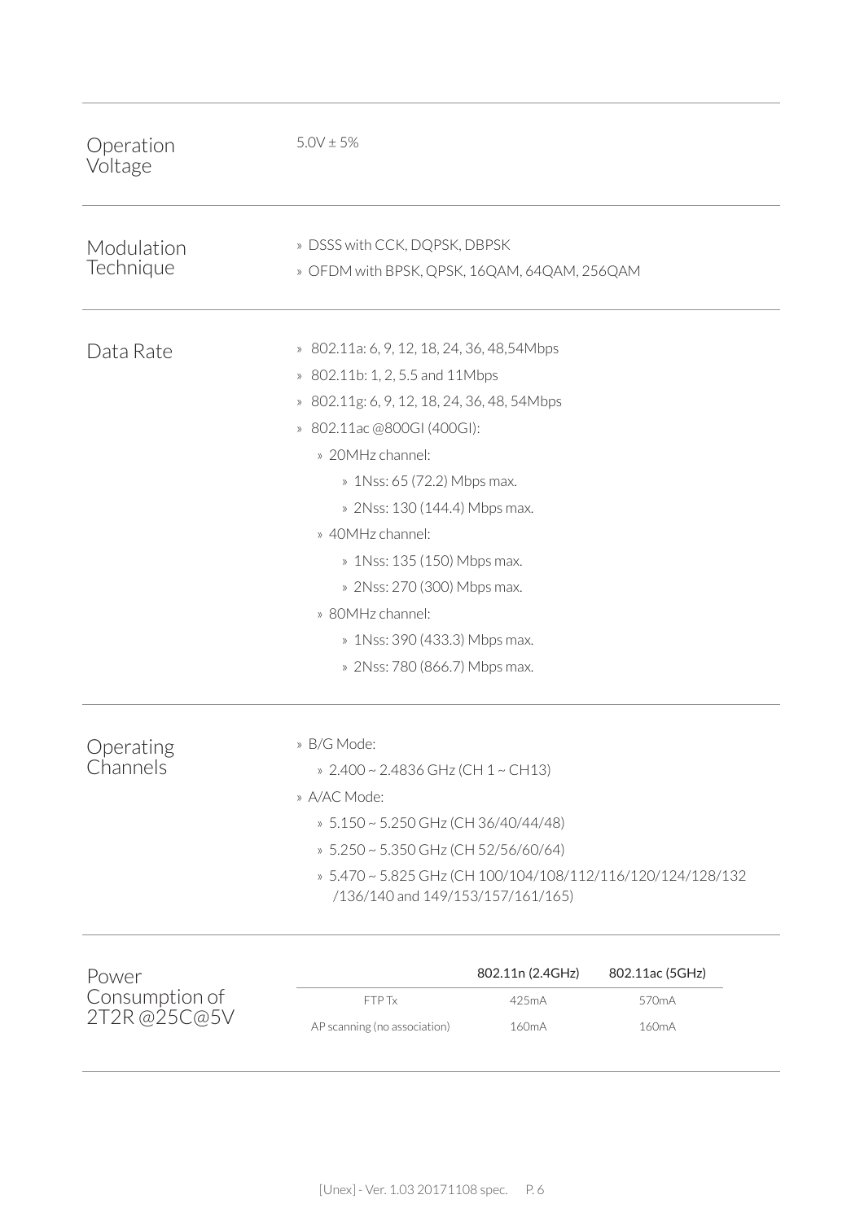**Operation Voltage**

5.0V ± 5%

**Modulation Technique**

- DSSS with CCK, DQPSK, DBPSK
- OFDM with BPSK, QPSK, 16QAM, 64QAM, 256QAM

**Data Rate**

- 802.11a: 6, 9, 12, 18, 24, 36, 48,54Mbps
- 802.11b: 1, 2, 5.5 and 11Mbps
- 802.11g: 6, 9, 12, 18, 24, 36, 48, 54Mbps
- 802.11ac @800GI (400GI):
  - 20MHz channel:
    - 1Nss: 65 (72.2) Mbps max.
    - 2Nss: 130 (144.4) Mbps max.
  - 40MHz channel:
    - 1Nss: 135 (150) Mbps max.
    - 2Nss: 270 (300) Mbps max.
  - 80MHz channel:
    - 1Nss: 390 (433.3) Mbps max.
    - 2Nss: 780 (866.7) Mbps max.

**Operating Channels**

- B/G Mode:
  - 2.400 ~ 2.4836 GHz (CH 1 ~ CH13)
- A/AC Mode:
  - 5.150 ~ 5.250 GHz (CH 36/40/44/48)
  - 5.250 ~ 5.350 GHz (CH 52/56/60/64)
  - 5.470 ~ 5.825 GHz (CH 100/104/108/112/116/120/124/128/132/136/140 and 149/153/157/161/165)

**Power Consumption of 2T2R @25C@5V**

| | 802.11n (2.4GHz) | 802.11ac (5GHz) |
|---|---|---|
| FTP Tx | 425mA | 570mA |
| AP scanning (no association) | 160mA | 160mA |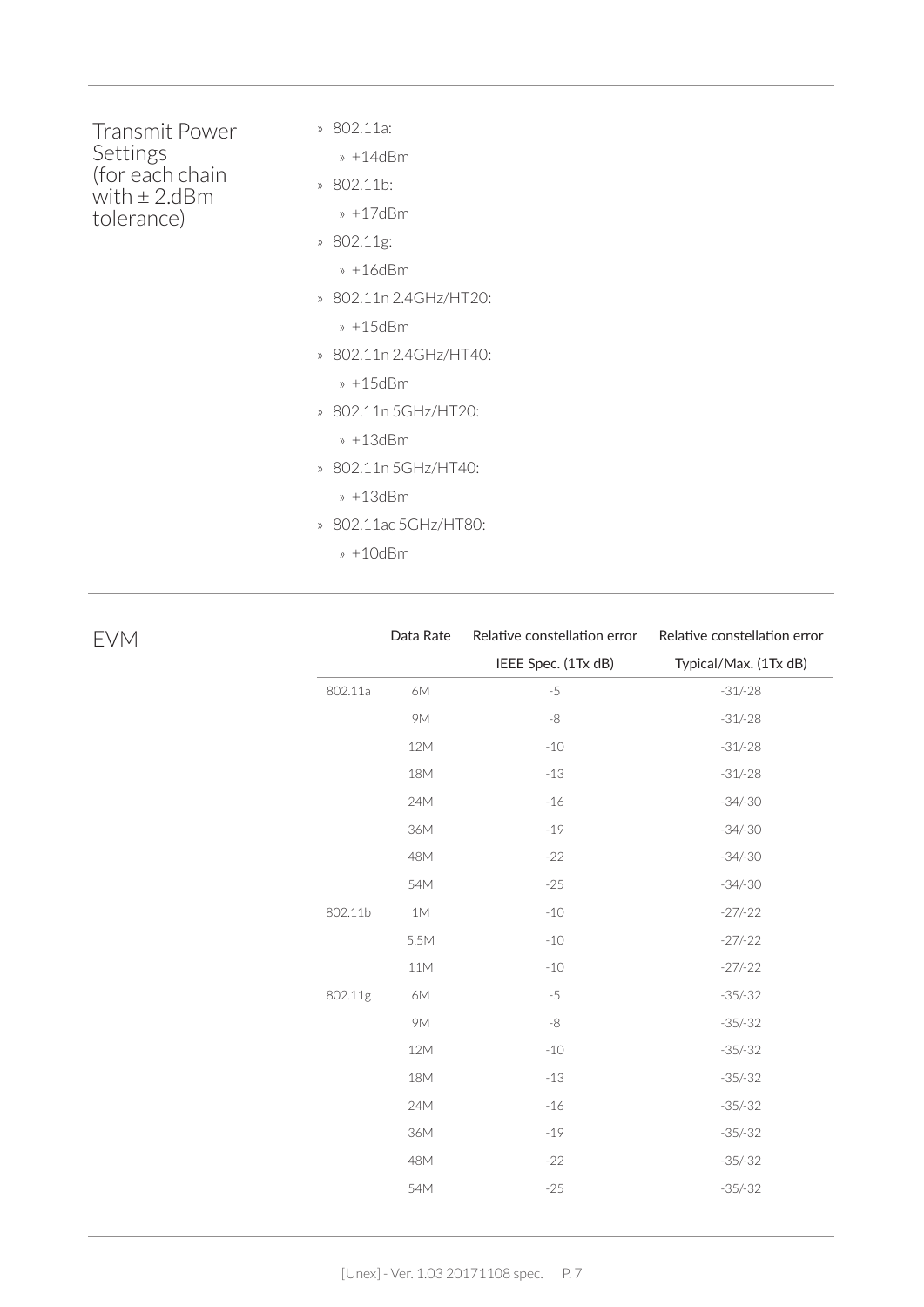## Transmit Power Settings (for each chain with ± 2.dBm tolerance)

- 802.11a:
  - +14dBm
- 802.11b:
  - +17dBm
- 802.11g:
  - +16dBm
- 802.11n 2.4GHz/HT20:
  - +15dBm
- 802.11n 2.4GHz/HT40:
  - +15dBm
- 802.11n 5GHz/HT20:
  - +13dBm
- 802.11n 5GHz/HT40:
  - +13dBm
- 802.11ac 5GHz/HT80:
  - +10dBm

## EVM

| | Data Rate | Relative constellation error IEEE Spec. (1Tx dB) | Relative constellation error Typical/Max. (1Tx dB) |
|---|---|---|---|
| 802.11a | 6M | -5 | -31/-28 |
| | 9M | -8 | -31/-28 |
| | 12M | -10 | -31/-28 |
| | 18M | -13 | -31/-28 |
| | 24M | -16 | -34/-30 |
| | 36M | -19 | -34/-30 |
| | 48M | -22 | -34/-30 |
| | 54M | -25 | -34/-30 |
| 802.11b | 1M | -10 | -27/-22 |
| | 5.5M | -10 | -27/-22 |
| | 11M | -10 | -27/-22 |
| 802.11g | 6M | -5 | -35/-32 |
| | 9M | -8 | -35/-32 |
| | 12M | -10 | -35/-32 |
| | 18M | -13 | -35/-32 |
| | 24M | -16 | -35/-32 |
| | 36M | -19 | -35/-32 |
| | 48M | -22 | -35/-32 |
| | 54M | -25 | -35/-32 |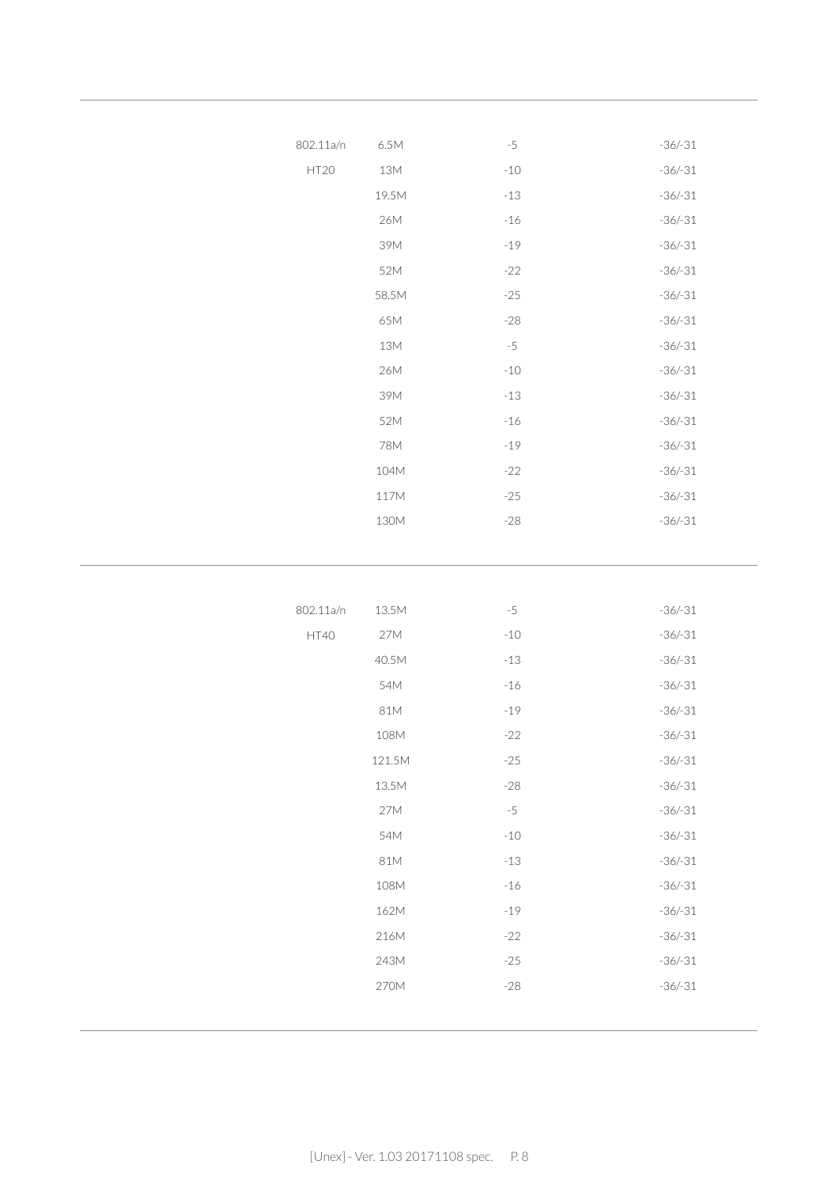| | | | |
|---|---|---|---|
| 802.11a/n | 6.5M | -5 | -36/-31 |
| HT20 | 13M | -10 | -36/-31 |
| | 19.5M | -13 | -36/-31 |
| | 26M | -16 | -36/-31 |
| | 39M | -19 | -36/-31 |
| | 52M | -22 | -36/-31 |
| | 58.5M | -25 | -36/-31 |
| | 65M | -28 | -36/-31 |
| | 13M | -5 | -36/-31 |
| | 26M | -10 | -36/-31 |
| | 39M | -13 | -36/-31 |
| | 52M | -16 | -36/-31 |
| | 78M | -19 | -36/-31 |
| | 104M | -22 | -36/-31 |
| | 117M | -25 | -36/-31 |
| | 130M | -28 | -36/-31 |
| 802.11a/n | 13.5M | -5 | -36/-31 |
| HT40 | 27M | -10 | -36/-31 |
| | 40.5M | -13 | -36/-31 |
| | 54M | -16 | -36/-31 |
| | 81M | -19 | -36/-31 |
| | 108M | -22 | -36/-31 |
| | 121.5M | -25 | -36/-31 |
| | 13.5M | -28 | -36/-31 |
| | 27M | -5 | -36/-31 |
| | 54M | -10 | -36/-31 |
| | 81M | -13 | -36/-31 |
| | 108M | -16 | -36/-31 |
| | 162M | -19 | -36/-31 |
| | 216M | -22 | -36/-31 |
| | 243M | -25 | -36/-31 |
| | 270M | -28 | -36/-31 |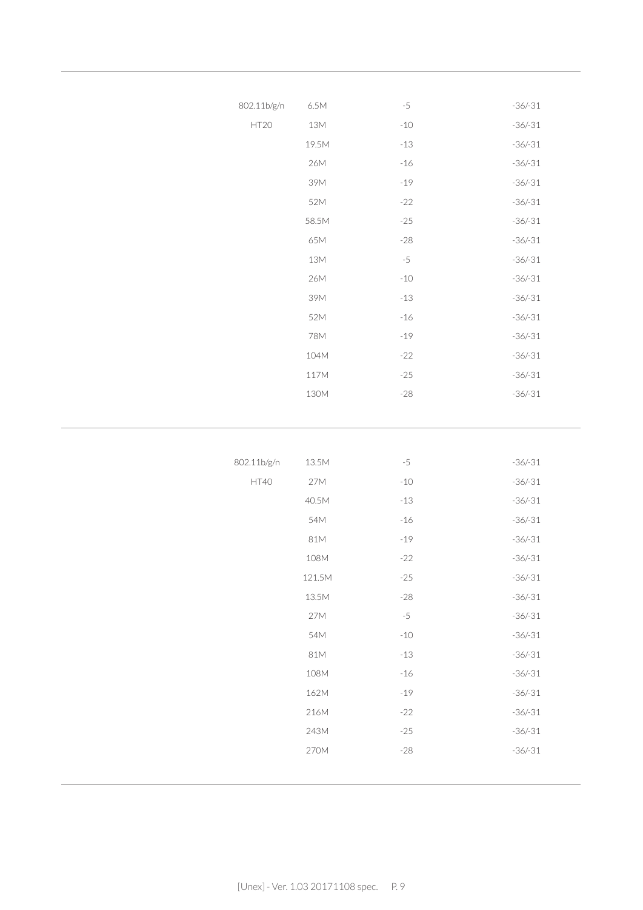| | | | |
|---|---|---|---|
| 802.11b/g/n | 6.5M | -5 | -36/-31 |
| HT20 | 13M | -10 | -36/-31 |
| | 19.5M | -13 | -36/-31 |
| | 26M | -16 | -36/-31 |
| | 39M | -19 | -36/-31 |
| | 52M | -22 | -36/-31 |
| | 58.5M | -25 | -36/-31 |
| | 65M | -28 | -36/-31 |
| | 13M | -5 | -36/-31 |
| | 26M | -10 | -36/-31 |
| | 39M | -13 | -36/-31 |
| | 52M | -16 | -36/-31 |
| | 78M | -19 | -36/-31 |
| | 104M | -22 | -36/-31 |
| | 117M | -25 | -36/-31 |
| | 130M | -28 | -36/-31 |

| | | | |
|---|---|---|---|
| 802.11b/g/n | 13.5M | -5 | -36/-31 |
| HT40 | 27M | -10 | -36/-31 |
| | 40.5M | -13 | -36/-31 |
| | 54M | -16 | -36/-31 |
| | 81M | -19 | -36/-31 |
| | 108M | -22 | -36/-31 |
| | 121.5M | -25 | -36/-31 |
| | 13.5M | -28 | -36/-31 |
| | 27M | -5 | -36/-31 |
| | 54M | -10 | -36/-31 |
| | 81M | -13 | -36/-31 |
| | 108M | -16 | -36/-31 |
| | 162M | -19 | -36/-31 |
| | 216M | -22 | -36/-31 |
| | 243M | -25 | -36/-31 |
| | 270M | -28 | -36/-31 |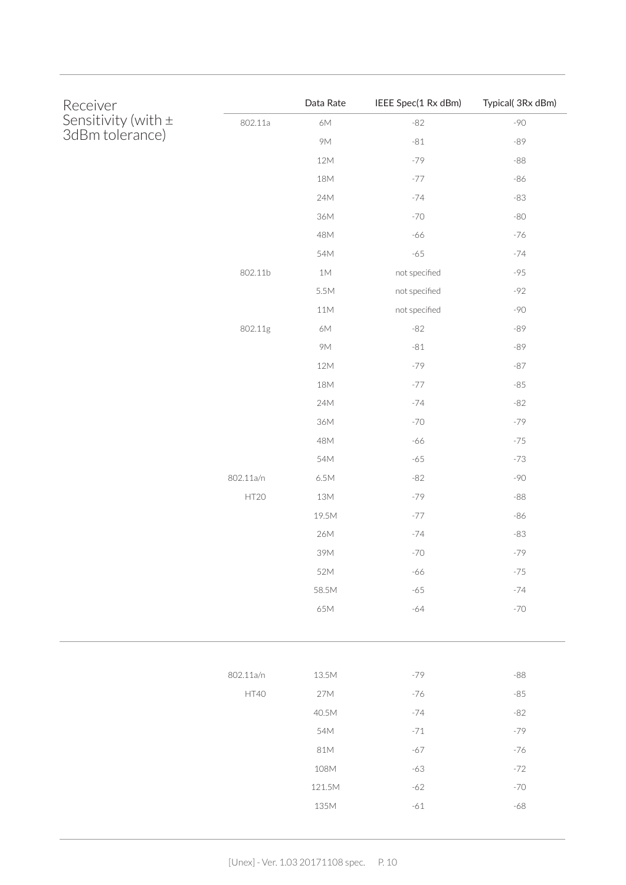| Receiver Sensitivity (with ± 3dBm tolerance) | | Data Rate | IEEE Spec(1 Rx dBm) | Typical( 3Rx dBm) |
|---|---|---|---|---|
| | 802.11a | 6M | -82 | -90 |
| | | 9M | -81 | -89 |
| | | 12M | -79 | -88 |
| | | 18M | -77 | -86 |
| | | 24M | -74 | -83 |
| | | 36M | -70 | -80 |
| | | 48M | -66 | -76 |
| | | 54M | -65 | -74 |
| | 802.11b | 1M | not specified | -95 |
| | | 5.5M | not specified | -92 |
| | | 11M | not specified | -90 |
| | 802.11g | 6M | -82 | -89 |
| | | 9M | -81 | -89 |
| | | 12M | -79 | -87 |
| | | 18M | -77 | -85 |
| | | 24M | -74 | -82 |
| | | 36M | -70 | -79 |
| | | 48M | -66 | -75 |
| | | 54M | -65 | -73 |
| | 802.11a/n HT20 | 6.5M | -82 | -90 |
| | | 13M | -79 | -88 |
| | | 19.5M | -77 | -86 |
| | | 26M | -74 | -83 |
| | | 39M | -70 | -79 |
| | | 52M | -66 | -75 |
| | | 58.5M | -65 | -74 |
| | | 65M | -64 | -70 |
| | 802.11a/n HT40 | 13.5M | -79 | -88 |
| | | 27M | -76 | -85 |
| | | 40.5M | -74 | -82 |
| | | 54M | -71 | -79 |
| | | 81M | -67 | -76 |
| | | 108M | -63 | -72 |
| | | 121.5M | -62 | -70 |
| | | 135M | -61 | -68 |

[Unex] - Ver. 1.03 20171108 spec.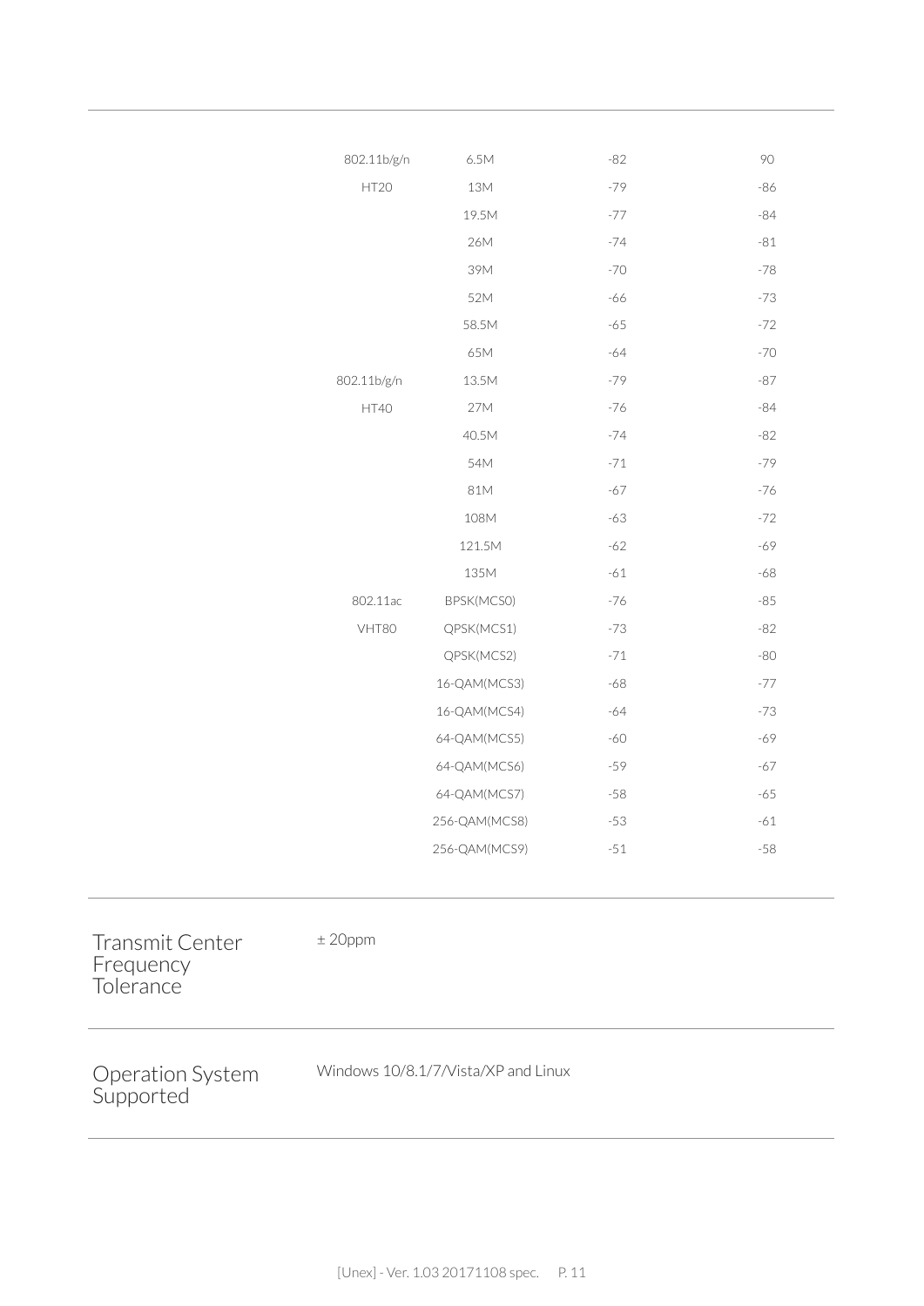| | | | |
|---|---|---|---|
| 802.11b/g/n HT20 | 6.5M | -82 | 90 |
| | 13M | -79 | -86 |
| | 19.5M | -77 | -84 |
| | 26M | -74 | -81 |
| | 39M | -70 | -78 |
| | 52M | -66 | -73 |
| | 58.5M | -65 | -72 |
| | 65M | -64 | -70 |
| 802.11b/g/n HT40 | 13.5M | -79 | -87 |
| | 27M | -76 | -84 |
| | 40.5M | -74 | -82 |
| | 54M | -71 | -79 |
| | 81M | -67 | -76 |
| | 108M | -63 | -72 |
| | 121.5M | -62 | -69 |
| | 135M | -61 | -68 |
| 802.11ac VHT80 | BPSK(MCS0) | -76 | -85 |
| | QPSK(MCS1) | -73 | -82 |
| | QPSK(MCS2) | -71 | -80 |
| | 16-QAM(MCS3) | -68 | -77 |
| | 16-QAM(MCS4) | -64 | -73 |
| | 64-QAM(MCS5) | -60 | -69 |
| | 64-QAM(MCS6) | -59 | -67 |
| | 64-QAM(MCS7) | -58 | -65 |
| | 256-QAM(MCS8) | -53 | -61 |
| | 256-QAM(MCS9) | -51 | -58 |

| | |
|---|---|
| Transmit Center Frequency Tolerance | ± 20ppm |
| Operation System Supported | Windows 10/8.1/7/Vista/XP and Linux |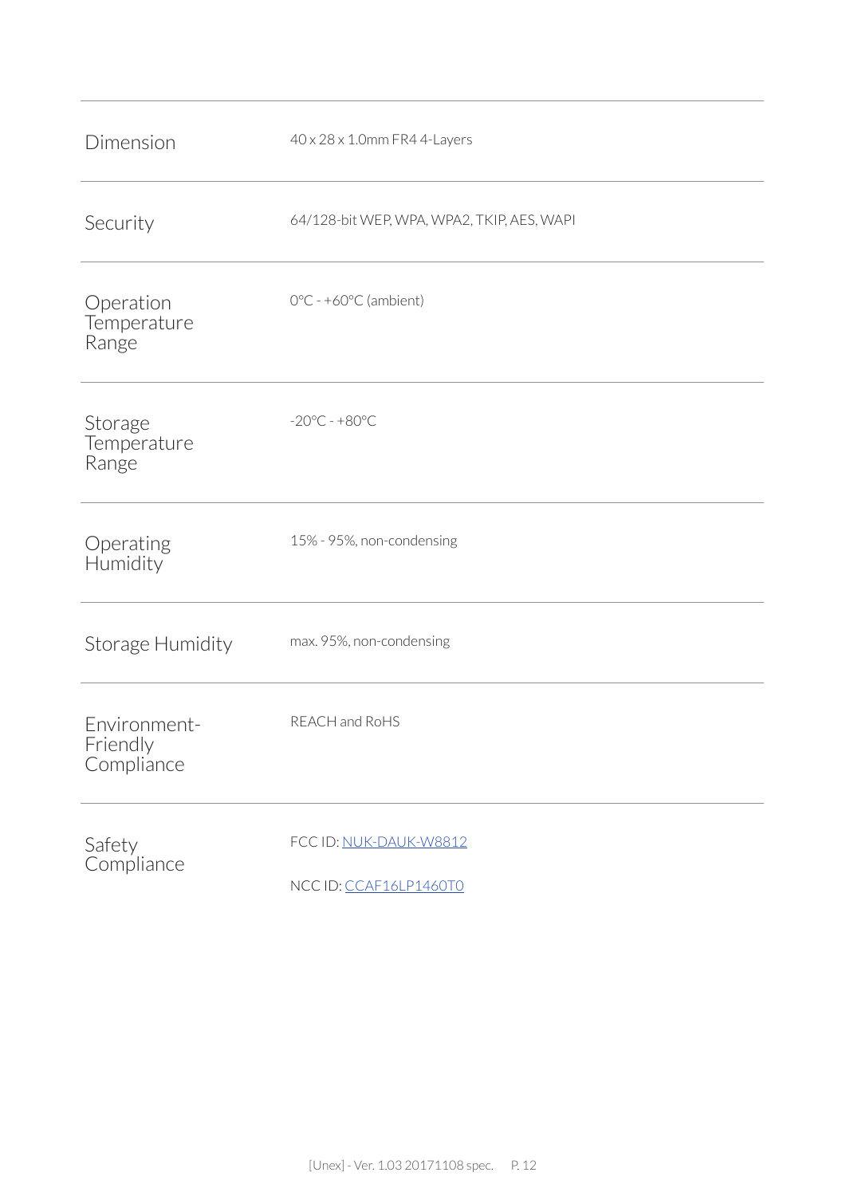| | |
|---|---|
| Dimension | 40 x 28 x 1.0mm FR4 4-Layers |
| Security | 64/128-bit WEP, WPA, WPA2, TKIP, AES, WAPI |
| Operation Temperature Range | 0°C - +60°C (ambient) |
| Storage Temperature Range | -20°C - +80°C |
| Operating Humidity | 15% - 95%, non-condensing |
| Storage Humidity | max. 95%, non-condensing |
| Environment-Friendly Compliance | REACH and RoHS |
| Safety Compliance | FCC ID: NUK-DAUK-W8812<br><br>NCC ID: CCAF16LP1460T0 |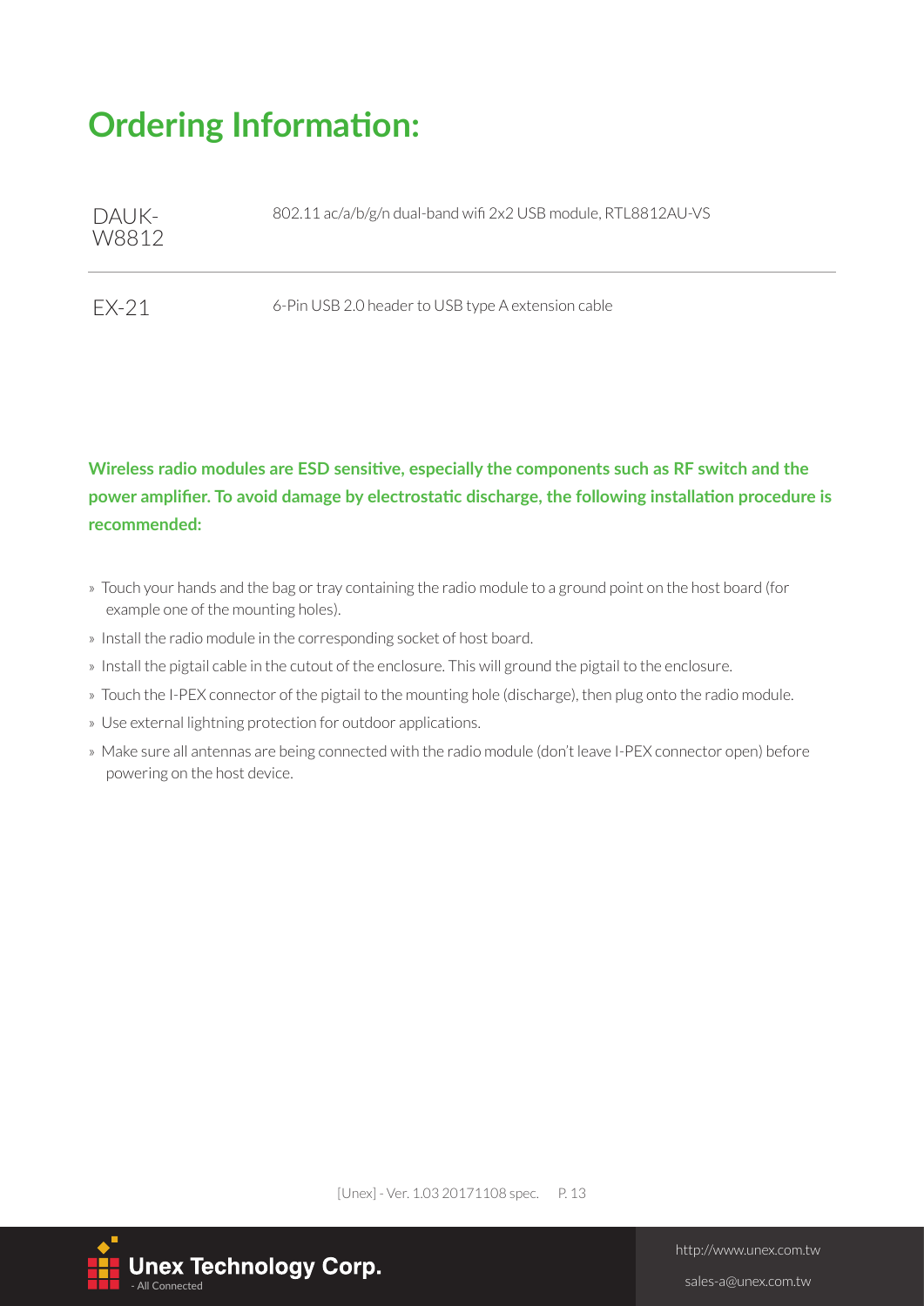# Ordering Information:

| | |
|---|---|
| DAUK-W8812 | 802.11 ac/a/b/g/n dual-band wifi 2x2 USB module, RTL8812AU-VS |
| EX-21 | 6-Pin USB 2.0 header to USB type A extension cable |

**Wireless radio modules are ESD sensitive, especially the components such as RF switch and the power amplifier. To avoid damage by electrostatic discharge, the following installation procedure is recommended:**

- Touch your hands and the bag or tray containing the radio module to a ground point on the host board (for example one of the mounting holes).
- Install the radio module in the corresponding socket of host board.
- Install the pigtail cable in the cutout of the enclosure. This will ground the pigtail to the enclosure.
- Touch the I-PEX connector of the pigtail to the mounting hole (discharge), then plug onto the radio module.
- Use external lightning protection for outdoor applications.
- Make sure all antennas are being connected with the radio module (don't leave I-PEX connector open) before powering on the host device.